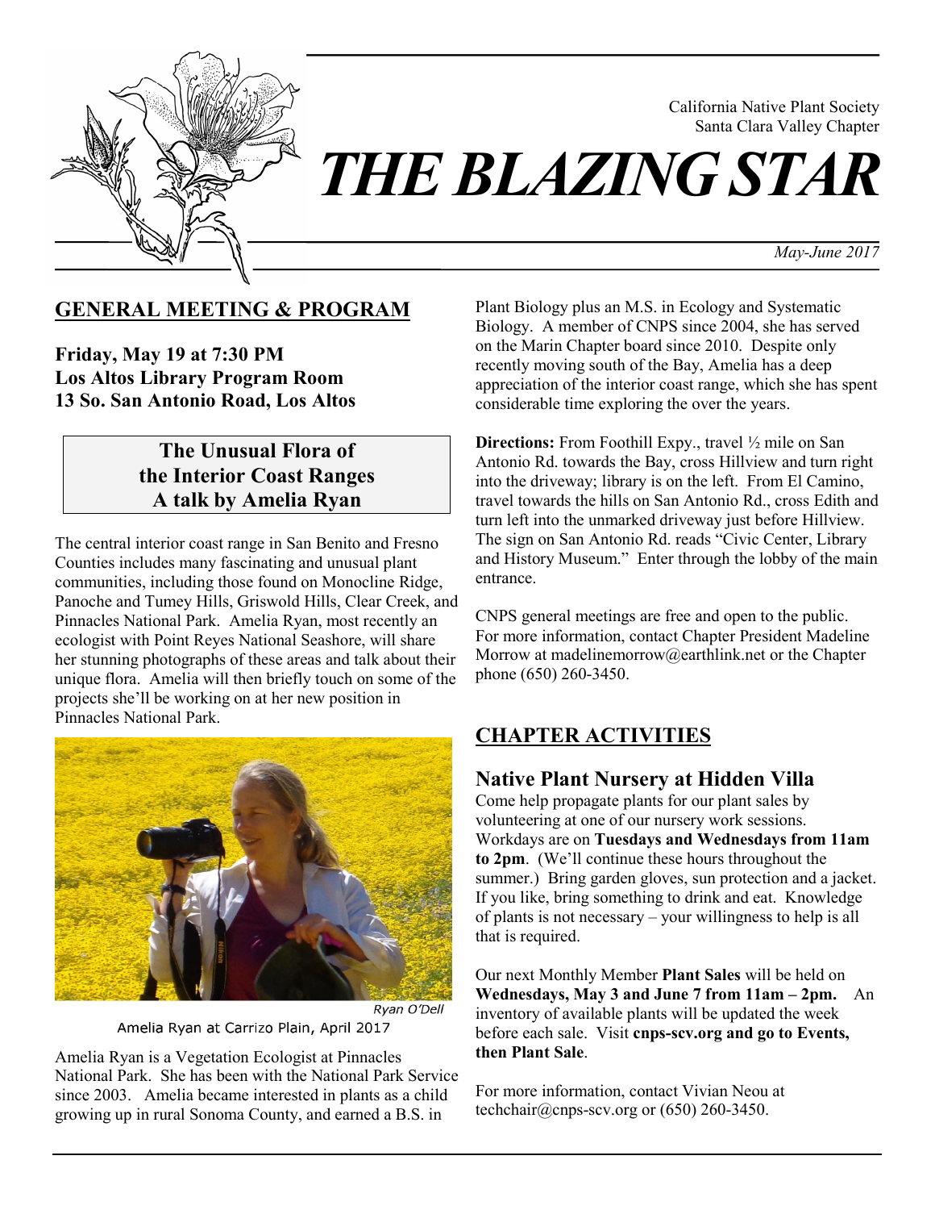California Native Plant Society
Santa Clara Valley Chapter

# THE BLAZING STAR

*May-June 2017*

## GENERAL MEETING & PROGRAM

**Friday, May 19 at 7:30 PM**
**Los Altos Library Program Room**
**13 So. San Antonio Road, Los Altos**

**The Unusual Flora of the Interior Coast Ranges**
**A talk by Amelia Ryan**

The central interior coast range in San Benito and Fresno Counties includes many fascinating and unusual plant communities, including those found on Monocline Ridge, Panoche and Tumey Hills, Griswold Hills, Clear Creek, and Pinnacles National Park. Amelia Ryan, most recently an ecologist with Point Reyes National Seashore, will share her stunning photographs of these areas and talk about their unique flora. Amelia will then briefly touch on some of the projects she'll be working on at her new position in Pinnacles National Park.

*Ryan O'Dell*

Amelia Ryan at Carrizo Plain, April 2017

Amelia Ryan is a Vegetation Ecologist at Pinnacles National Park. She has been with the National Park Service since 2003. Amelia became interested in plants as a child growing up in rural Sonoma County, and earned a B.S. in Plant Biology plus an M.S. in Ecology and Systematic Biology. A member of CNPS since 2004, she has served on the Marin Chapter board since 2010. Despite only recently moving south of the Bay, Amelia has a deep appreciation of the interior coast range, which she has spent considerable time exploring the over the years.

**Directions:** From Foothill Expy., travel ½ mile on San Antonio Rd. towards the Bay, cross Hillview and turn right into the driveway; library is on the left. From El Camino, travel towards the hills on San Antonio Rd., cross Edith and turn left into the unmarked driveway just before Hillview. The sign on San Antonio Rd. reads "Civic Center, Library and History Museum." Enter through the lobby of the main entrance.

CNPS general meetings are free and open to the public. For more information, contact Chapter President Madeline Morrow at madelinemorrow@earthlink.net or the Chapter phone (650) 260-3450.

## CHAPTER ACTIVITIES

### Native Plant Nursery at Hidden Villa

Come help propagate plants for our plant sales by volunteering at one of our nursery work sessions. Workdays are on **Tuesdays and Wednesdays from 11am to 2pm**. (We'll continue these hours throughout the summer.) Bring garden gloves, sun protection and a jacket. If you like, bring something to drink and eat. Knowledge of plants is not necessary – your willingness to help is all that is required.

Our next Monthly Member **Plant Sales** will be held on **Wednesdays, May 3 and June 7 from 11am – 2pm.** An inventory of available plants will be updated the week before each sale. Visit **cnps-scv.org and go to Events, then Plant Sale**.

For more information, contact Vivian Neou at techchair@cnps-scv.org or (650) 260-3450.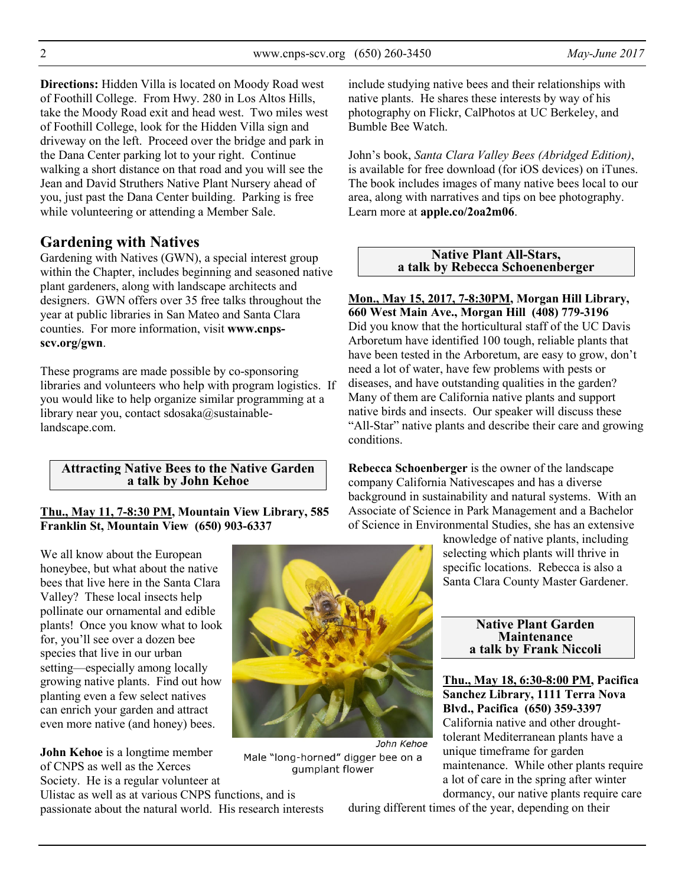**Directions:** Hidden Villa is located on Moody Road west of Foothill College. From Hwy. 280 in Los Altos Hills, take the Moody Road exit and head west. Two miles west of Foothill College, look for the Hidden Villa sign and driveway on the left. Proceed over the bridge and park in the Dana Center parking lot to your right. Continue walking a short distance on that road and you will see the Jean and David Struthers Native Plant Nursery ahead of you, just past the Dana Center building. Parking is free while volunteering or attending a Member Sale.

## Gardening with Natives

Gardening with Natives (GWN), a special interest group within the Chapter, includes beginning and seasoned native plant gardeners, along with landscape architects and designers. GWN offers over 35 free talks throughout the year at public libraries in San Mateo and Santa Clara counties. For more information, visit **www.cnps-scv.org/gwn**.

These programs are made possible by co-sponsoring libraries and volunteers who help with program logistics. If you would like to help organize similar programming at a library near you, contact sdosaka@sustainable-landscape.com.

### Attracting Native Bees to the Native Garden a talk by John Kehoe

**Thu., May 11, 7-8:30 PM, Mountain View Library, 585 Franklin St, Mountain View (650) 903-6337**

We all know about the European honeybee, but what about the native bees that live here in the Santa Clara Valley? These local insects help pollinate our ornamental and edible plants! Once you know what to look for, you'll see over a dozen bee species that live in our urban setting—especially among locally growing native plants. Find out how planting even a few select natives can enrich your garden and attract even more native (and honey) bees.

John Kehoe

Male "long-horned" digger bee on a gumplant flower

**John Kehoe** is a longtime member of CNPS as well as the Xerces Society. He is a regular volunteer at Ulistac as well as at various CNPS functions, and is passionate about the natural world. His research interests include studying native bees and their relationships with native plants. He shares these interests by way of his photography on Flickr, CalPhotos at UC Berkeley, and Bumble Bee Watch.

John's book, *Santa Clara Valley Bees (Abridged Edition)*, is available for free download (for iOS devices) on iTunes. The book includes images of many native bees local to our area, along with narratives and tips on bee photography. Learn more at **apple.co/2oa2m06**.

### Native Plant All-Stars, a talk by Rebecca Schoenenberger

**Mon., May 15, 2017, 7-8:30PM, Morgan Hill Library, 660 West Main Ave., Morgan Hill (408) 779-3196**

Did you know that the horticultural staff of the UC Davis Arboretum have identified 100 tough, reliable plants that have been tested in the Arboretum, are easy to grow, don't need a lot of water, have few problems with pests or diseases, and have outstanding qualities in the garden? Many of them are California native plants and support native birds and insects. Our speaker will discuss these "All-Star" native plants and describe their care and growing conditions.

**Rebecca Schoenberger** is the owner of the landscape company California Nativescapes and has a diverse background in sustainability and natural systems. With an Associate of Science in Park Management and a Bachelor of Science in Environmental Studies, she has an extensive knowledge of native plants, including selecting which plants will thrive in specific locations. Rebecca is also a Santa Clara County Master Gardener.

### Native Plant Garden Maintenance a talk by Frank Niccoli

**Thu., May 18, 6:30-8:00 PM, Pacifica Sanchez Library, 1111 Terra Nova Blvd., Pacifica (650) 359-3397**

California native and other drought-tolerant Mediterranean plants have a unique timeframe for garden maintenance. While other plants require a lot of care in the spring after winter dormancy, our native plants require care during different times of the year, depending on their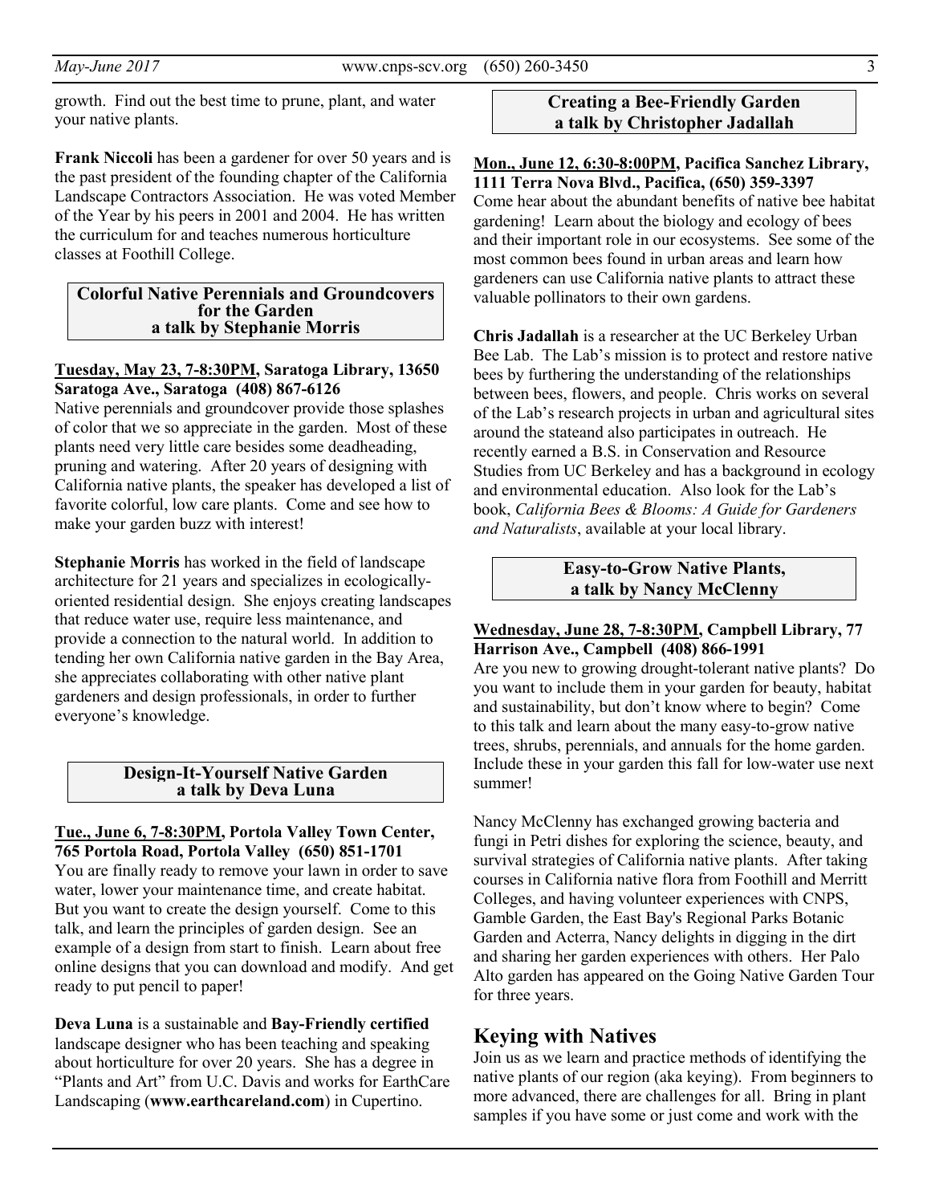growth. Find out the best time to prune, plant, and water your native plants.

**Frank Niccoli** has been a gardener for over 50 years and is the past president of the founding chapter of the California Landscape Contractors Association. He was voted Member of the Year by his peers in 2001 and 2004. He has written the curriculum for and teaches numerous horticulture classes at Foothill College.

### Colorful Native Perennials and Groundcovers for the Garden a talk by Stephanie Morris

**Tuesday, May 23, 7-8:30PM, Saratoga Library, 13650 Saratoga Ave., Saratoga (408) 867-6126**

Native perennials and groundcover provide those splashes of color that we so appreciate in the garden. Most of these plants need very little care besides some deadheading, pruning and watering. After 20 years of designing with California native plants, the speaker has developed a list of favorite colorful, low care plants. Come and see how to make your garden buzz with interest!

**Stephanie Morris** has worked in the field of landscape architecture for 21 years and specializes in ecologically-oriented residential design. She enjoys creating landscapes that reduce water use, require less maintenance, and provide a connection to the natural world. In addition to tending her own California native garden in the Bay Area, she appreciates collaborating with other native plant gardeners and design professionals, in order to further everyone's knowledge.

### Design-It-Yourself Native Garden a talk by Deva Luna

**Tue., June 6, 7-8:30PM, Portola Valley Town Center, 765 Portola Road, Portola Valley (650) 851-1701**

You are finally ready to remove your lawn in order to save water, lower your maintenance time, and create habitat. But you want to create the design yourself. Come to this talk, and learn the principles of garden design. See an example of a design from start to finish. Learn about free online designs that you can download and modify. And get ready to put pencil to paper!

**Deva Luna** is a sustainable and **Bay-Friendly certified** landscape designer who has been teaching and speaking about horticulture for over 20 years. She has a degree in "Plants and Art" from U.C. Davis and works for EarthCare Landscaping (**www.earthcareland.com**) in Cupertino.

### Creating a Bee-Friendly Garden a talk by Christopher Jadallah

**Mon., June 12, 6:30-8:00PM, Pacifica Sanchez Library, 1111 Terra Nova Blvd., Pacifica, (650) 359-3397**

Come hear about the abundant benefits of native bee habitat gardening! Learn about the biology and ecology of bees and their important role in our ecosystems. See some of the most common bees found in urban areas and learn how gardeners can use California native plants to attract these valuable pollinators to their own gardens.

**Chris Jadallah** is a researcher at the UC Berkeley Urban Bee Lab. The Lab's mission is to protect and restore native bees by furthering the understanding of the relationships between bees, flowers, and people. Chris works on several of the Lab's research projects in urban and agricultural sites around the stateand also participates in outreach. He recently earned a B.S. in Conservation and Resource Studies from UC Berkeley and has a background in ecology and environmental education. Also look for the Lab's book, *California Bees & Blooms: A Guide for Gardeners and Naturalists*, available at your local library.

### Easy-to-Grow Native Plants, a talk by Nancy McClenny

**Wednesday, June 28, 7-8:30PM, Campbell Library, 77 Harrison Ave., Campbell (408) 866-1991**

Are you new to growing drought-tolerant native plants? Do you want to include them in your garden for beauty, habitat and sustainability, but don't know where to begin? Come to this talk and learn about the many easy-to-grow native trees, shrubs, perennials, and annuals for the home garden. Include these in your garden this fall for low-water use next summer!

Nancy McClenny has exchanged growing bacteria and fungi in Petri dishes for exploring the science, beauty, and survival strategies of California native plants. After taking courses in California native flora from Foothill and Merritt Colleges, and having volunteer experiences with CNPS, Gamble Garden, the East Bay's Regional Parks Botanic Garden and Acterra, Nancy delights in digging in the dirt and sharing her garden experiences with others. Her Palo Alto garden has appeared on the Going Native Garden Tour for three years.

## Keying with Natives

Join us as we learn and practice methods of identifying the native plants of our region (aka keying). From beginners to more advanced, there are challenges for all. Bring in plant samples if you have some or just come and work with the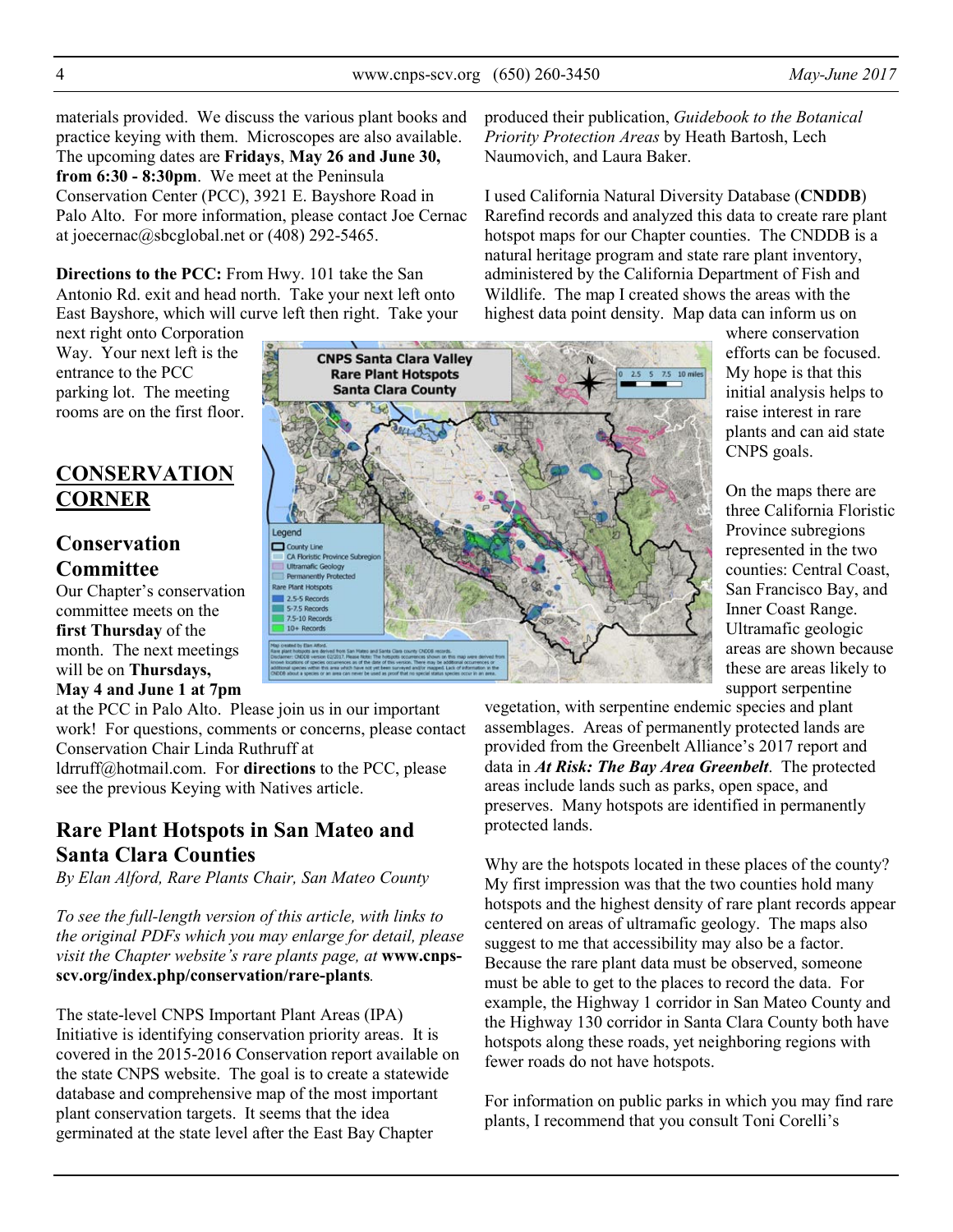materials provided. We discuss the various plant books and practice keying with them. Microscopes are also available. The upcoming dates are **Fridays**, **May 26 and June 30, from 6:30 - 8:30pm**. We meet at the Peninsula Conservation Center (PCC), 3921 E. Bayshore Road in Palo Alto. For more information, please contact Joe Cernac at joecernac@sbcglobal.net or (408) 292-5465.

**Directions to the PCC:** From Hwy. 101 take the San Antonio Rd. exit and head north. Take your next left onto East Bayshore, which will curve left then right. Take your next right onto Corporation Way. Your next left is the entrance to the PCC parking lot. The meeting rooms are on the first floor.

# CONSERVATION CORNER

## Conservation Committee

Our Chapter's conservation committee meets on the **first Thursday** of the month. The next meetings will be on **Thursdays, May 4 and June 1 at 7pm** at the PCC in Palo Alto. Please join us in our important work! For questions, comments or concerns, please contact Conservation Chair Linda Ruthruff at ldrruff@hotmail.com. For **directions** to the PCC, please see the previous Keying with Natives article.

## Rare Plant Hotspots in San Mateo and Santa Clara Counties

*By Elan Alford, Rare Plants Chair, San Mateo County*

*To see the full-length version of this article, with links to the original PDFs which you may enlarge for detail, please visit the Chapter website's rare plants page, at* **www.cnps-scv.org/index.php/conservation/rare-plants**.

The state-level CNPS Important Plant Areas (IPA) Initiative is identifying conservation priority areas. It is covered in the 2015-2016 Conservation report available on the state CNPS website. The goal is to create a statewide database and comprehensive map of the most important plant conservation targets. It seems that the idea germinated at the state level after the East Bay Chapter produced their publication, *Guidebook to the Botanical Priority Protection Areas* by Heath Bartosh, Lech Naumovich, and Laura Baker.

I used California Natural Diversity Database (**CNDDB**) Rarefind records and analyzed this data to create rare plant hotspot maps for our Chapter counties. The CNDDB is a natural heritage program and state rare plant inventory, administered by the California Department of Fish and Wildlife. The map I created shows the areas with the highest data point density. Map data can inform us on where conservation efforts can be focused. My hope is that this initial analysis helps to raise interest in rare plants and can aid state CNPS goals.

On the maps there are three California Floristic Province subregions represented in the two counties: Central Coast, San Francisco Bay, and Inner Coast Range. Ultramafic geologic areas are shown because these are areas likely to support serpentine vegetation, with serpentine endemic species and plant assemblages. Areas of permanently protected lands are provided from the Greenbelt Alliance's 2017 report and data in ***At Risk: The Bay Area Greenbelt***. The protected areas include lands such as parks, open space, and preserves. Many hotspots are identified in permanently protected lands.

Why are the hotspots located in these places of the county? My first impression was that the two counties hold many hotspots and the highest density of rare plant records appear centered on areas of ultramafic geology. The maps also suggest to me that accessibility may also be a factor. Because the rare plant data must be observed, someone must be able to get to the places to record the data. For example, the Highway 1 corridor in San Mateo County and the Highway 130 corridor in Santa Clara County both have hotspots along these roads, yet neighboring regions with fewer roads do not have hotspots.

For information on public parks in which you may find rare plants, I recommend that you consult Toni Corelli's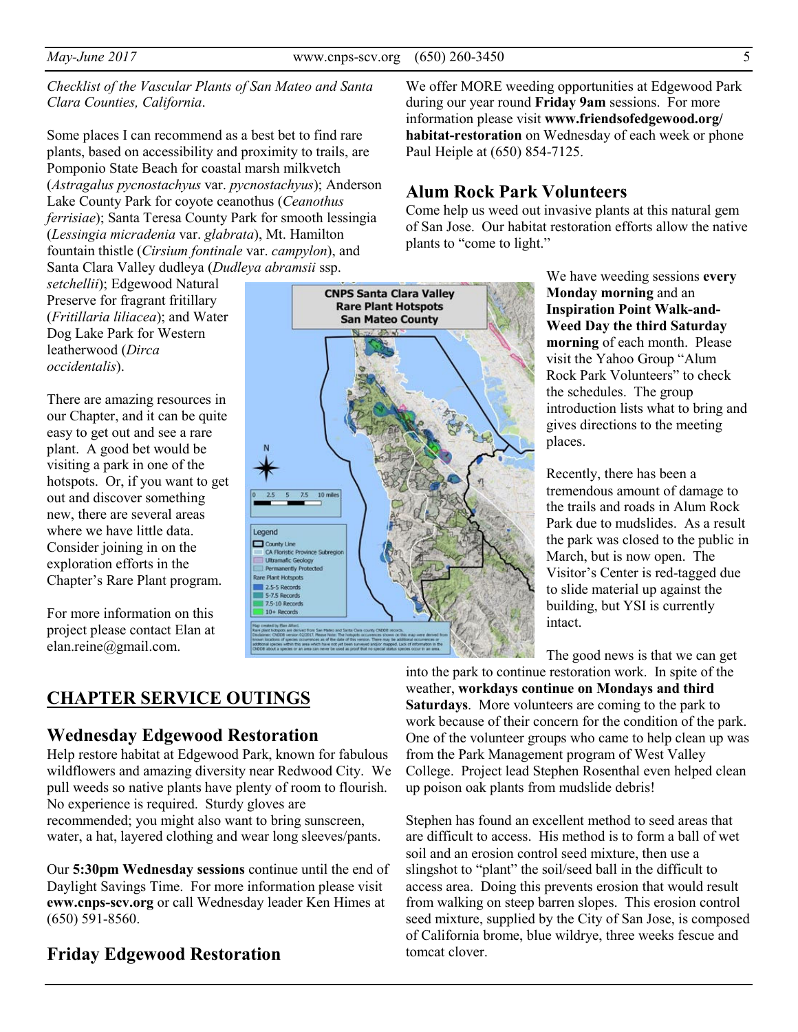*Checklist of the Vascular Plants of San Mateo and Santa Clara Counties, California*.

Some places I can recommend as a best bet to find rare plants, based on accessibility and proximity to trails, are Pomponio State Beach for coastal marsh milkvetch (*Astragalus pycnostachyus* var. *pycnostachyus*); Anderson Lake County Park for coyote ceanothus (*Ceanothus ferrisiae*); Santa Teresa County Park for smooth lessingia (*Lessingia micradenia* var. *glabrata*), Mt. Hamilton fountain thistle (*Cirsium fontinale* var. *campylon*), and Santa Clara Valley dudleya (*Dudleya abramsii* ssp. *setchellii*); Edgewood Natural Preserve for fragrant fritillary (*Fritillaria liliacea*); and Water Dog Lake Park for Western leatherwood (*Dirca occidentalis*).

There are amazing resources in our Chapter, and it can be quite easy to get out and see a rare plant. A good bet would be visiting a park in one of the hotspots. Or, if you want to get out and discover something new, there are several areas where we have little data. Consider joining in on the exploration efforts in the Chapter's Rare Plant program.

For more information on this project please contact Elan at elan.reine@gmail.com.

## CHAPTER SERVICE OUTINGS

### Wednesday Edgewood Restoration

Help restore habitat at Edgewood Park, known for fabulous wildflowers and amazing diversity near Redwood City. We pull weeds so native plants have plenty of room to flourish. No experience is required. Sturdy gloves are recommended; you might also want to bring sunscreen, water, a hat, layered clothing and wear long sleeves/pants.

Our **5:30pm Wednesday sessions** continue until the end of Daylight Savings Time. For more information please visit **eww.cnps-scv.org** or call Wednesday leader Ken Himes at (650) 591-8560.

### Friday Edgewood Restoration

We offer MORE weeding opportunities at Edgewood Park during our year round **Friday 9am** sessions. For more information please visit **www.friendsofedgewood.org/habitat-restoration** on Wednesday of each week or phone Paul Heiple at (650) 854-7125.

### Alum Rock Park Volunteers

Come help us weed out invasive plants at this natural gem of San Jose. Our habitat restoration efforts allow the native plants to "come to light."

We have weeding sessions **every Monday morning** and an **Inspiration Point Walk-and-Weed Day the third Saturday morning** of each month. Please visit the Yahoo Group "Alum Rock Park Volunteers" to check the schedules. The group introduction lists what to bring and gives directions to the meeting places.

Recently, there has been a tremendous amount of damage to the trails and roads in Alum Rock Park due to mudslides. As a result the park was closed to the public in March, but is now open. The Visitor's Center is red-tagged due to slide material up against the building, but YSI is currently intact.

The good news is that we can get into the park to continue restoration work. In spite of the weather, **workdays continue on Mondays and third Saturdays**. More volunteers are coming to the park to work because of their concern for the condition of the park. One of the volunteer groups who came to help clean up was from the Park Management program of West Valley College. Project lead Stephen Rosenthal even helped clean up poison oak plants from mudslide debris!

Stephen has found an excellent method to seed areas that are difficult to access. His method is to form a ball of wet soil and an erosion control seed mixture, then use a slingshot to "plant" the soil/seed ball in the difficult to access area. Doing this prevents erosion that would result from walking on steep barren slopes. This erosion control seed mixture, supplied by the City of San Jose, is composed of California brome, blue wildrye, three weeks fescue and tomcat clover.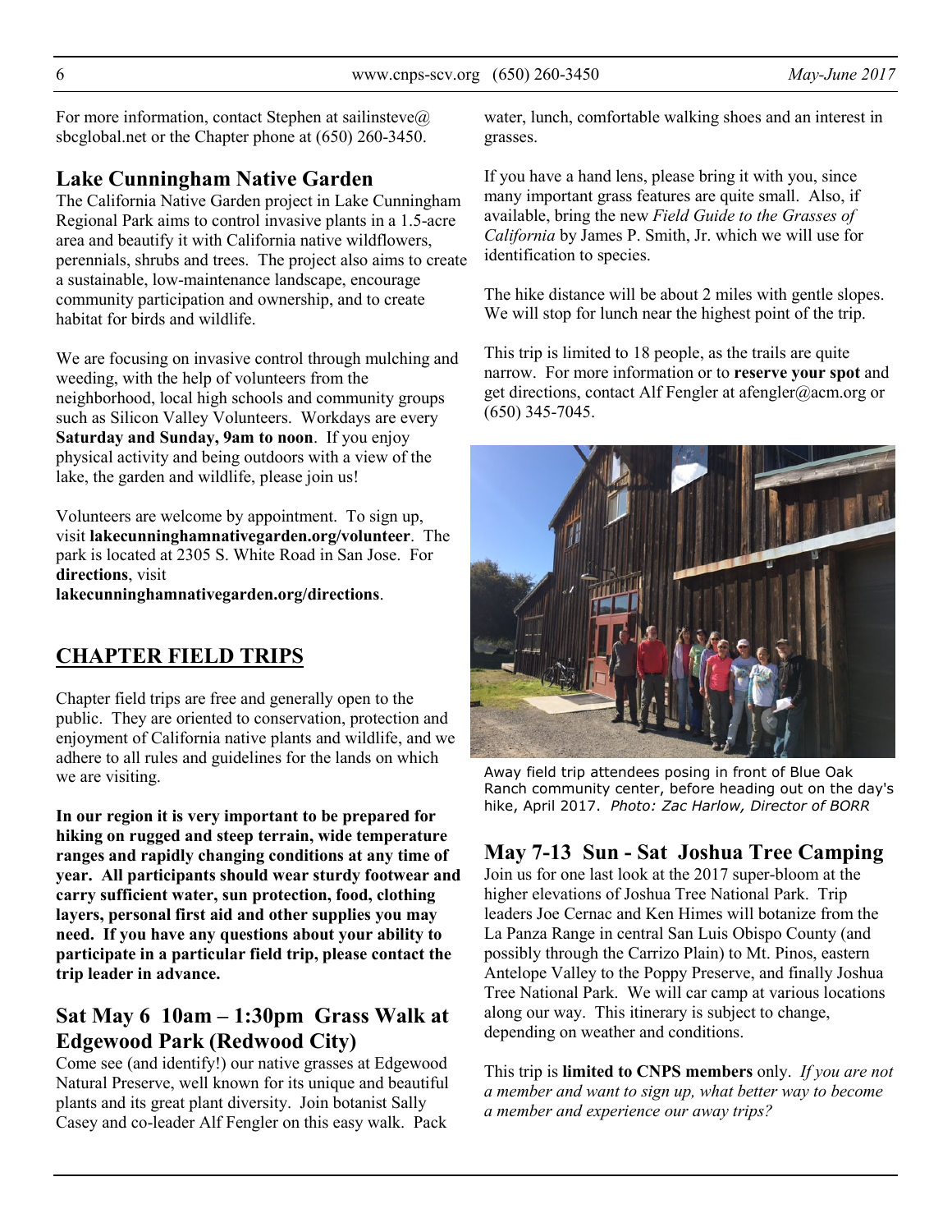For more information, contact Stephen at sailinsteve@sbcglobal.net or the Chapter phone at (650) 260-3450.

## Lake Cunningham Native Garden

The California Native Garden project in Lake Cunningham Regional Park aims to control invasive plants in a 1.5-acre area and beautify it with California native wildflowers, perennials, shrubs and trees. The project also aims to create a sustainable, low-maintenance landscape, encourage community participation and ownership, and to create habitat for birds and wildlife.

We are focusing on invasive control through mulching and weeding, with the help of volunteers from the neighborhood, local high schools and community groups such as Silicon Valley Volunteers. Workdays are every **Saturday and Sunday, 9am to noon**. If you enjoy physical activity and being outdoors with a view of the lake, the garden and wildlife, please join us!

Volunteers are welcome by appointment. To sign up, visit **lakecunninghamnativegarden.org/volunteer**. The park is located at 2305 S. White Road in San Jose. For **directions**, visit **lakecunninghamnativegarden.org/directions**.

# CHAPTER FIELD TRIPS

Chapter field trips are free and generally open to the public. They are oriented to conservation, protection and enjoyment of California native plants and wildlife, and we adhere to all rules and guidelines for the lands on which we are visiting.

**In our region it is very important to be prepared for hiking on rugged and steep terrain, wide temperature ranges and rapidly changing conditions at any time of year. All participants should wear sturdy footwear and carry sufficient water, sun protection, food, clothing layers, personal first aid and other supplies you may need. If you have any questions about your ability to participate in a particular field trip, please contact the trip leader in advance.**

## Sat May 6 10am – 1:30pm Grass Walk at Edgewood Park (Redwood City)

Come see (and identify!) our native grasses at Edgewood Natural Preserve, well known for its unique and beautiful plants and its great plant diversity. Join botanist Sally Casey and co-leader Alf Fengler on this easy walk. Pack water, lunch, comfortable walking shoes and an interest in grasses.

If you have a hand lens, please bring it with you, since many important grass features are quite small. Also, if available, bring the new *Field Guide to the Grasses of California* by James P. Smith, Jr. which we will use for identification to species.

The hike distance will be about 2 miles with gentle slopes. We will stop for lunch near the highest point of the trip.

This trip is limited to 18 people, as the trails are quite narrow. For more information or to **reserve your spot** and get directions, contact Alf Fengler at afengler@acm.org or (650) 345-7045.

Away field trip attendees posing in front of Blue Oak Ranch community center, before heading out on the day's hike, April 2017. *Photo: Zac Harlow, Director of BORR*

## May 7-13 Sun - Sat Joshua Tree Camping

Join us for one last look at the 2017 super-bloom at the higher elevations of Joshua Tree National Park. Trip leaders Joe Cernac and Ken Himes will botanize from the La Panza Range in central San Luis Obispo County (and possibly through the Carrizo Plain) to Mt. Pinos, eastern Antelope Valley to the Poppy Preserve, and finally Joshua Tree National Park. We will car camp at various locations along our way. This itinerary is subject to change, depending on weather and conditions.

This trip is **limited to CNPS members** only. *If you are not a member and want to sign up, what better way to become a member and experience our away trips?*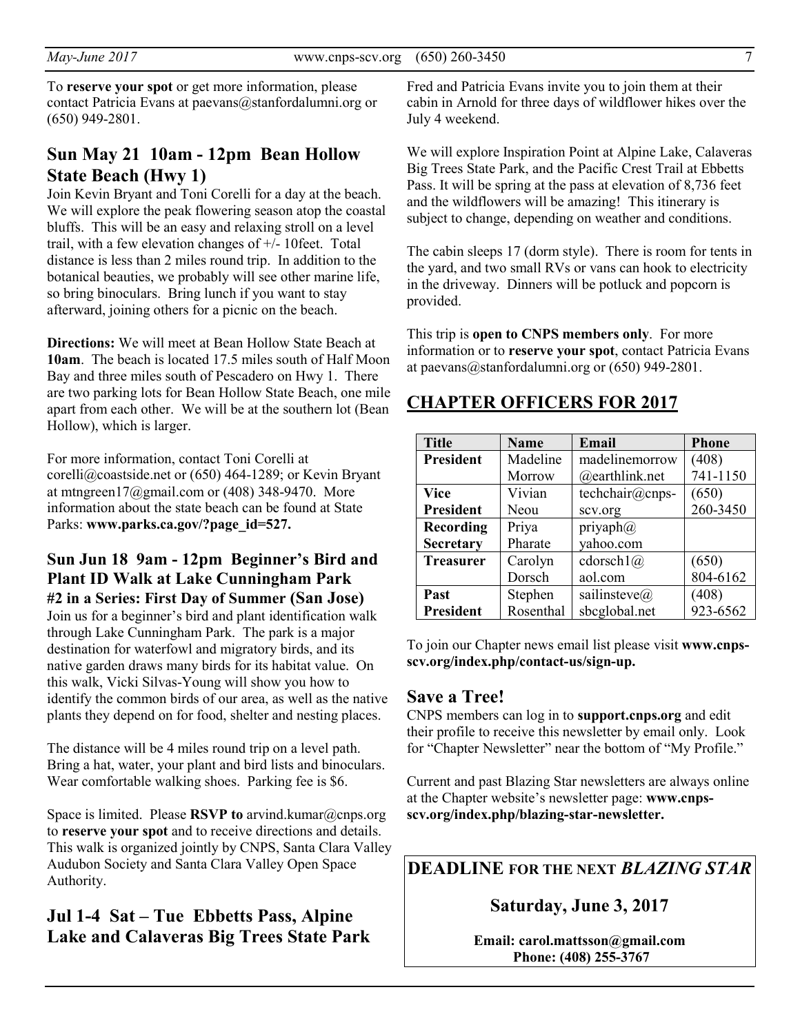To **reserve your spot** or get more information, please contact Patricia Evans at paevans@stanfordalumni.org or (650) 949-2801.

## Sun May 21 10am - 12pm Bean Hollow State Beach (Hwy 1)

Join Kevin Bryant and Toni Corelli for a day at the beach. We will explore the peak flowering season atop the coastal bluffs. This will be an easy and relaxing stroll on a level trail, with a few elevation changes of +/- 10feet. Total distance is less than 2 miles round trip. In addition to the botanical beauties, we probably will see other marine life, so bring binoculars. Bring lunch if you want to stay afterward, joining others for a picnic on the beach.

**Directions:** We will meet at Bean Hollow State Beach at **10am**. The beach is located 17.5 miles south of Half Moon Bay and three miles south of Pescadero on Hwy 1. There are two parking lots for Bean Hollow State Beach, one mile apart from each other. We will be at the southern lot (Bean Hollow), which is larger.

For more information, contact Toni Corelli at corelli@coastside.net or (650) 464-1289; or Kevin Bryant at mtngreen17@gmail.com or (408) 348-9470. More information about the state beach can be found at State Parks: **www.parks.ca.gov/?page_id=527.**

## Sun Jun 18 9am - 12pm Beginner's Bird and Plant ID Walk at Lake Cunningham Park

### #2 in a Series: First Day of Summer (San Jose)

Join us for a beginner's bird and plant identification walk through Lake Cunningham Park. The park is a major destination for waterfowl and migratory birds, and its native garden draws many birds for its habitat value. On this walk, Vicki Silvas-Young will show you how to identify the common birds of our area, as well as the native plants they depend on for food, shelter and nesting places.

The distance will be 4 miles round trip on a level path. Bring a hat, water, your plant and bird lists and binoculars. Wear comfortable walking shoes. Parking fee is $6.

Space is limited. Please **RSVP to** arvind.kumar@cnps.org to **reserve your spot** and to receive directions and details. This walk is organized jointly by CNPS, Santa Clara Valley Audubon Society and Santa Clara Valley Open Space Authority.

## Jul 1-4 Sat – Tue Ebbetts Pass, Alpine Lake and Calaveras Big Trees State Park

Fred and Patricia Evans invite you to join them at their cabin in Arnold for three days of wildflower hikes over the July 4 weekend.

We will explore Inspiration Point at Alpine Lake, Calaveras Big Trees State Park, and the Pacific Crest Trail at Ebbetts Pass. It will be spring at the pass at elevation of 8,736 feet and the wildflowers will be amazing! This itinerary is subject to change, depending on weather and conditions.

The cabin sleeps 17 (dorm style). There is room for tents in the yard, and two small RVs or vans can hook to electricity in the driveway. Dinners will be potluck and popcorn is provided.

This trip is **open to CNPS members only**. For more information or to **reserve your spot**, contact Patricia Evans at paevans@stanfordalumni.org or (650) 949-2801.

## CHAPTER OFFICERS FOR 2017

| Title | Name | Email | Phone |
|---|---|---|---|
| **President** | Madeline Morrow | madelinemorrow@earthlink.net | (408) 741-1150 |
| **Vice President** | Vivian Neou | techchair@cnps-scv.org | (650) 260-3450 |
| **Recording Secretary** | Priya Pharate | priyaph@yahoo.com | |
| **Treasurer** | Carolyn Dorsch | cdorsch1@aol.com | (650) 804-6162 |
| **Past President** | Stephen Rosenthal | sailinsteve@sbcglobal.net | (408) 923-6562 |

To join our Chapter news email list please visit **www.cnps-scv.org/index.php/contact-us/sign-up.**

## Save a Tree!

CNPS members can log in to **support.cnps.org** and edit their profile to receive this newsletter by email only. Look for "Chapter Newsletter" near the bottom of "My Profile."

Current and past Blazing Star newsletters are always online at the Chapter website's newsletter page: **www.cnps-scv.org/index.php/blazing-star-newsletter.**

**DEADLINE FOR THE NEXT *BLAZING STAR***

**Saturday, June 3, 2017**

**Email: carol.mattsson@gmail.com**
**Phone: (408) 255-3767**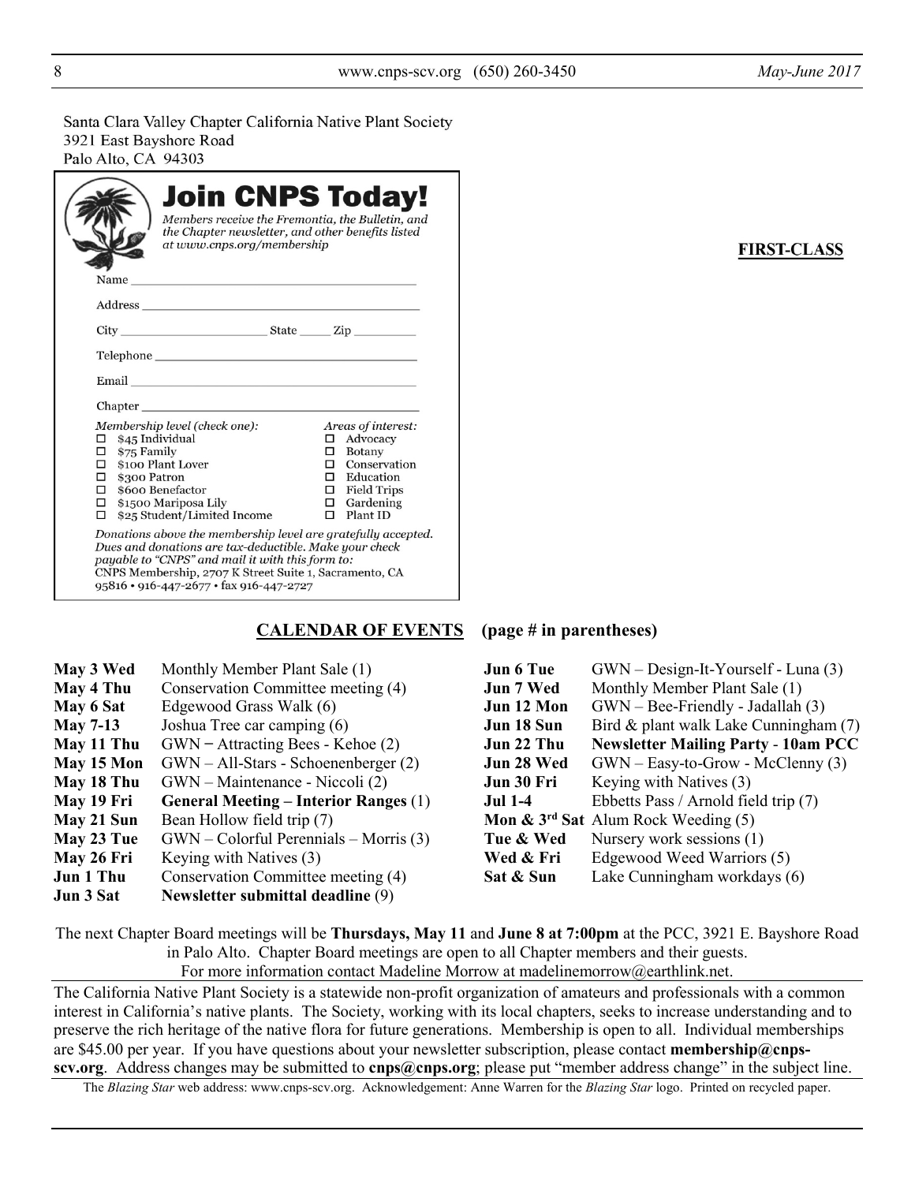Santa Clara Valley Chapter California Native Plant Society
3921 East Bayshore Road
Palo Alto, CA 94303

**FIRST-CLASS**

## Join CNPS Today!

*Members receive the Fremontia, the Bulletin, and the Chapter newsletter, and other benefits listed at www.cnps.org/membership*

Name \_\_\_\_\_\_\_\_\_\_\_\_\_\_\_\_\_\_\_\_\_\_\_\_\_\_\_\_\_\_\_\_\_\_\_\_\_\_\_\_\_\_

Address \_\_\_\_\_\_\_\_\_\_\_\_\_\_\_\_\_\_\_\_\_\_\_\_\_\_\_\_\_\_\_\_\_\_\_\_\_\_\_\_

City \_\_\_\_\_\_\_\_\_\_\_\_\_\_\_\_\_\_\_\_\_\_ State \_\_\_\_\_ Zip \_\_\_\_\_\_\_\_\_

Telephone \_\_\_\_\_\_\_\_\_\_\_\_\_\_\_\_\_\_\_\_\_\_\_\_\_\_\_\_\_\_\_\_\_\_\_\_\_\_

Email \_\_\_\_\_\_\_\_\_\_\_\_\_\_\_\_\_\_\_\_\_\_\_\_\_\_\_\_\_\_\_\_\_\_\_\_\_\_\_\_\_\_

Chapter \_\_\_\_\_\_\_\_\_\_\_\_\_\_\_\_\_\_\_\_\_\_\_\_\_\_\_\_\_\_\_\_\_\_\_\_\_\_\_\_

| *Membership level (check one):* | *Areas of interest:* |
|---|---|
| ☐ $45 Individual | ☐ Advocacy |
| ☐ $75 Family | ☐ Botany |
| ☐ $100 Plant Lover | ☐ Conservation |
| ☐ $300 Patron | ☐ Education |
| ☐ $600 Benefactor | ☐ Field Trips |
| ☐ $1500 Mariposa Lily | ☐ Gardening |
| ☐ $25 Student/Limited Income | ☐ Plant ID |

*Donations above the membership level are gratefully accepted. Dues and donations are tax-deductible. Make your check payable to "CNPS" and mail it with this form to:*
CNPS Membership, 2707 K Street Suite 1, Sacramento, CA 95816 • 916-447-2677 • fax 916-447-2727

## CALENDAR OF EVENTS (page # in parentheses)

| | |
|---|---|
| **May 3 Wed** | Monthly Member Plant Sale (1) |
| **May 4 Thu** | Conservation Committee meeting (4) |
| **May 6 Sat** | Edgewood Grass Walk (6) |
| **May 7-13** | Joshua Tree car camping (6) |
| **May 11 Thu** | GWN – Attracting Bees - Kehoe (2) |
| **May 15 Mon** | GWN – All-Stars - Schoenenberger (2) |
| **May 18 Thu** | GWN – Maintenance - Niccoli (2) |
| **May 19 Fri** | **General Meeting – Interior Ranges** (1) |
| **May 21 Sun** | Bean Hollow field trip (7) |
| **May 23 Tue** | GWN – Colorful Perennials – Morris (3) |
| **May 26 Fri** | Keying with Natives (3) |
| **Jun 1 Thu** | Conservation Committee meeting (4) |
| **Jun 3 Sat** | **Newsletter submittal deadline** (9) |
| **Jun 6 Tue** | GWN – Design-It-Yourself - Luna (3) |
| **Jun 7 Wed** | Monthly Member Plant Sale (1) |
| **Jun 12 Mon** | GWN – Bee-Friendly - Jadallah (3) |
| **Jun 18 Sun** | Bird & plant walk Lake Cunningham (7) |
| **Jun 22 Thu** | **Newsletter Mailing Party - 10am PCC** |
| **Jun 28 Wed** | GWN – Easy-to-Grow - McClenny (3) |
| **Jun 30 Fri** | Keying with Natives (3) |
| **Jul 1-4** | Ebbetts Pass / Arnold field trip (7) |
| **Mon & 3rd Sat** | Alum Rock Weeding (5) |
| **Tue & Wed** | Nursery work sessions (1) |
| **Wed & Fri** | Edgewood Weed Warriors (5) |
| **Sat & Sun** | Lake Cunningham workdays (6) |

The next Chapter Board meetings will be **Thursdays, May 11** and **June 8 at 7:00pm** at the PCC, 3921 E. Bayshore Road in Palo Alto. Chapter Board meetings are open to all Chapter members and their guests.
For more information contact Madeline Morrow at madelinemorrow@earthlink.net.

The California Native Plant Society is a statewide non-profit organization of amateurs and professionals with a common interest in California's native plants. The Society, working with its local chapters, seeks to increase understanding and to preserve the rich heritage of the native flora for future generations. Membership is open to all. Individual memberships are $45.00 per year. If you have questions about your newsletter subscription, please contact **membership@cnps-scv.org**. Address changes may be submitted to **cnps@cnps.org**; please put "member address change" in the subject line.

The *Blazing Star* web address: www.cnps-scv.org. Acknowledgement: Anne Warren for the *Blazing Star* logo. Printed on recycled paper.